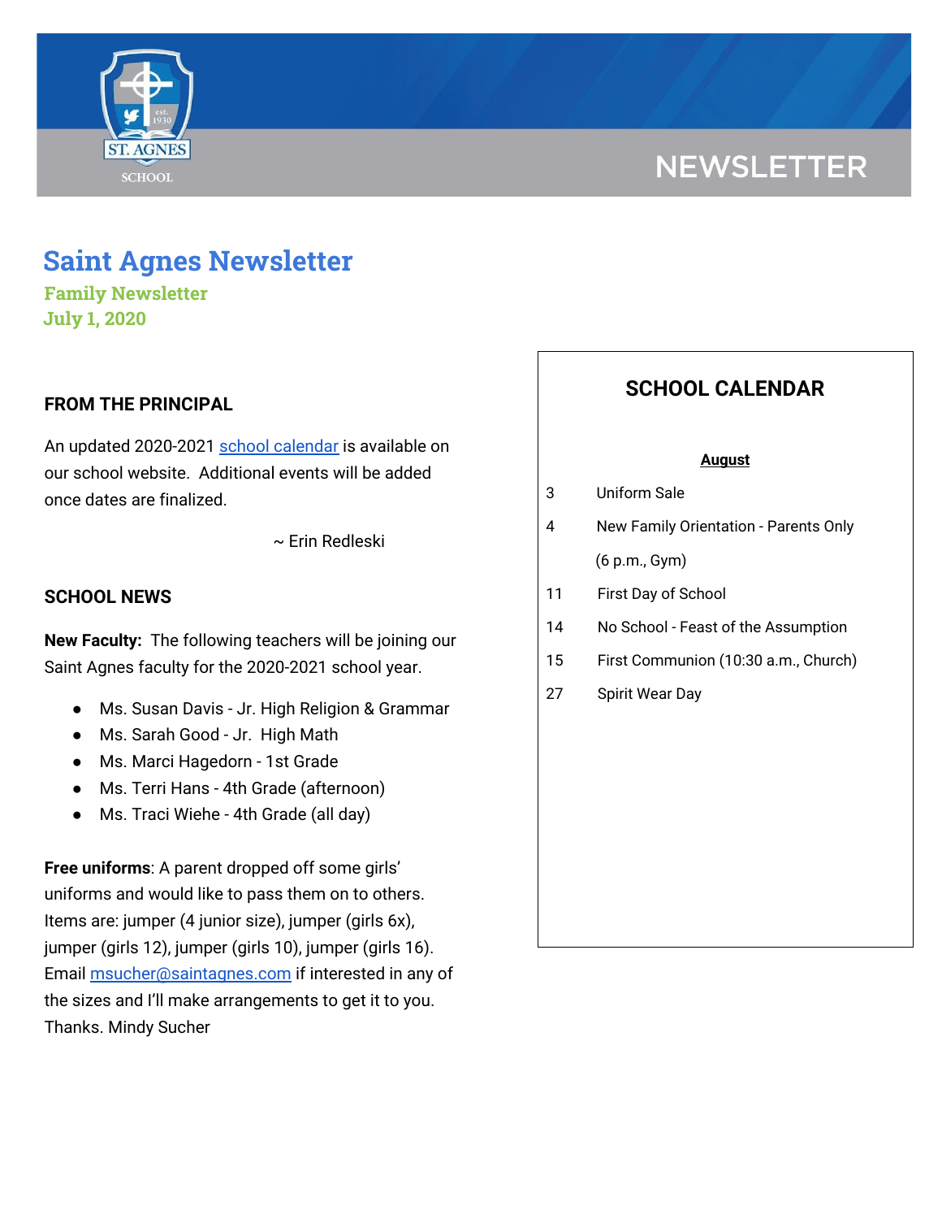# NEWSLETTER

# Saint Agnes Newsletter

**Family Newsletter**
**July 1, 2020**

## FROM THE PRINCIPAL

An updated 2020-2021 school calendar is available on our school website. Additional events will be added once dates are finalized.

~ Erin Redleski

## SCHOOL NEWS

**New Faculty:** The following teachers will be joining our Saint Agnes faculty for the 2020-2021 school year.

- Ms. Susan Davis - Jr. High Religion & Grammar
- Ms. Sarah Good - Jr. High Math
- Ms. Marci Hagedorn - 1st Grade
- Ms. Terri Hans - 4th Grade (afternoon)
- Ms. Traci Wiehe - 4th Grade (all day)

**Free uniforms**: A parent dropped off some girls' uniforms and would like to pass them on to others. Items are: jumper (4 junior size), jumper (girls 6x), jumper (girls 12), jumper (girls 10), jumper (girls 16). Email msucher@saintagnes.com if interested in any of the sizes and I'll make arrangements to get it to you. Thanks. Mindy Sucher

## SCHOOL CALENDAR

**August**

| | |
|---|---|
| 3 | Uniform Sale |
| 4 | New Family Orientation - Parents Only (6 p.m., Gym) |
| 11 | First Day of School |
| 14 | No School - Feast of the Assumption |
| 15 | First Communion (10:30 a.m., Church) |
| 27 | Spirit Wear Day |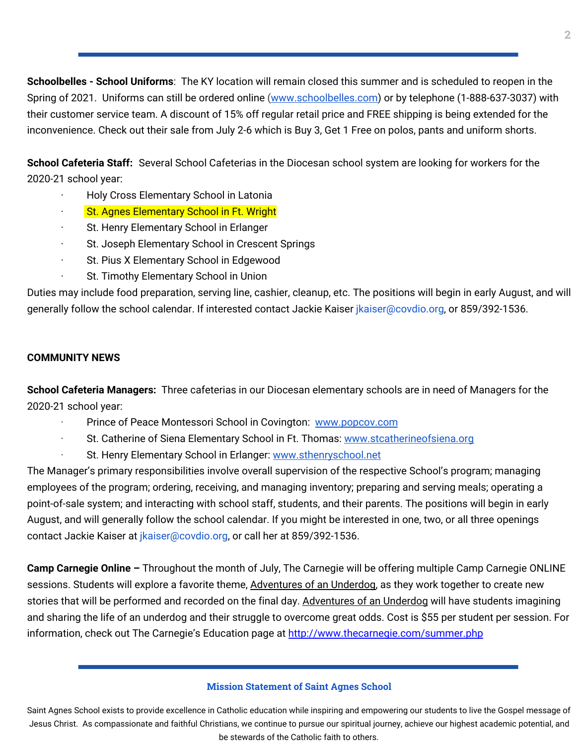**Schoolbelles - School Uniforms**: The KY location will remain closed this summer and is scheduled to reopen in the Spring of 2021. Uniforms can still be ordered online (www.schoolbelles.com) or by telephone (1-888-637-3037) with their customer service team. A discount of 15% off regular retail price and FREE shipping is being extended for the inconvenience. Check out their sale from July 2-6 which is Buy 3, Get 1 Free on polos, pants and uniform shorts.

**School Cafeteria Staff:** Several School Cafeterias in the Diocesan school system are looking for workers for the 2020-21 school year:

- Holy Cross Elementary School in Latonia
- St. Agnes Elementary School in Ft. Wright
- St. Henry Elementary School in Erlanger
- St. Joseph Elementary School in Crescent Springs
- St. Pius X Elementary School in Edgewood
- St. Timothy Elementary School in Union

Duties may include food preparation, serving line, cashier, cleanup, etc. The positions will begin in early August, and will generally follow the school calendar. If interested contact Jackie Kaiser jkaiser@covdio.org, or 859/392-1536.

## COMMUNITY NEWS

**School Cafeteria Managers:** Three cafeterias in our Diocesan elementary schools are in need of Managers for the 2020-21 school year:

- Prince of Peace Montessori School in Covington: www.popcov.com
- St. Catherine of Siena Elementary School in Ft. Thomas: www.stcatherineofsiena.org
- St. Henry Elementary School in Erlanger: www.sthenryschool.net

The Manager's primary responsibilities involve overall supervision of the respective School's program; managing employees of the program; ordering, receiving, and managing inventory; preparing and serving meals; operating a point-of-sale system; and interacting with school staff, students, and their parents. The positions will begin in early August, and will generally follow the school calendar. If you might be interested in one, two, or all three openings contact Jackie Kaiser at jkaiser@covdio.org, or call her at 859/392-1536.

**Camp Carnegie Online –** Throughout the month of July, The Carnegie will be offering multiple Camp Carnegie ONLINE sessions. Students will explore a favorite theme, Adventures of an Underdog, as they work together to create new stories that will be performed and recorded on the final day. Adventures of an Underdog will have students imagining and sharing the life of an underdog and their struggle to overcome great odds. Cost is $55 per student per session. For information, check out The Carnegie's Education page at http://www.thecarnegie.com/summer.php

**Mission Statement of Saint Agnes School**

Saint Agnes School exists to provide excellence in Catholic education while inspiring and empowering our students to live the Gospel message of Jesus Christ. As compassionate and faithful Christians, we continue to pursue our spiritual journey, achieve our highest academic potential, and be stewards of the Catholic faith to others.